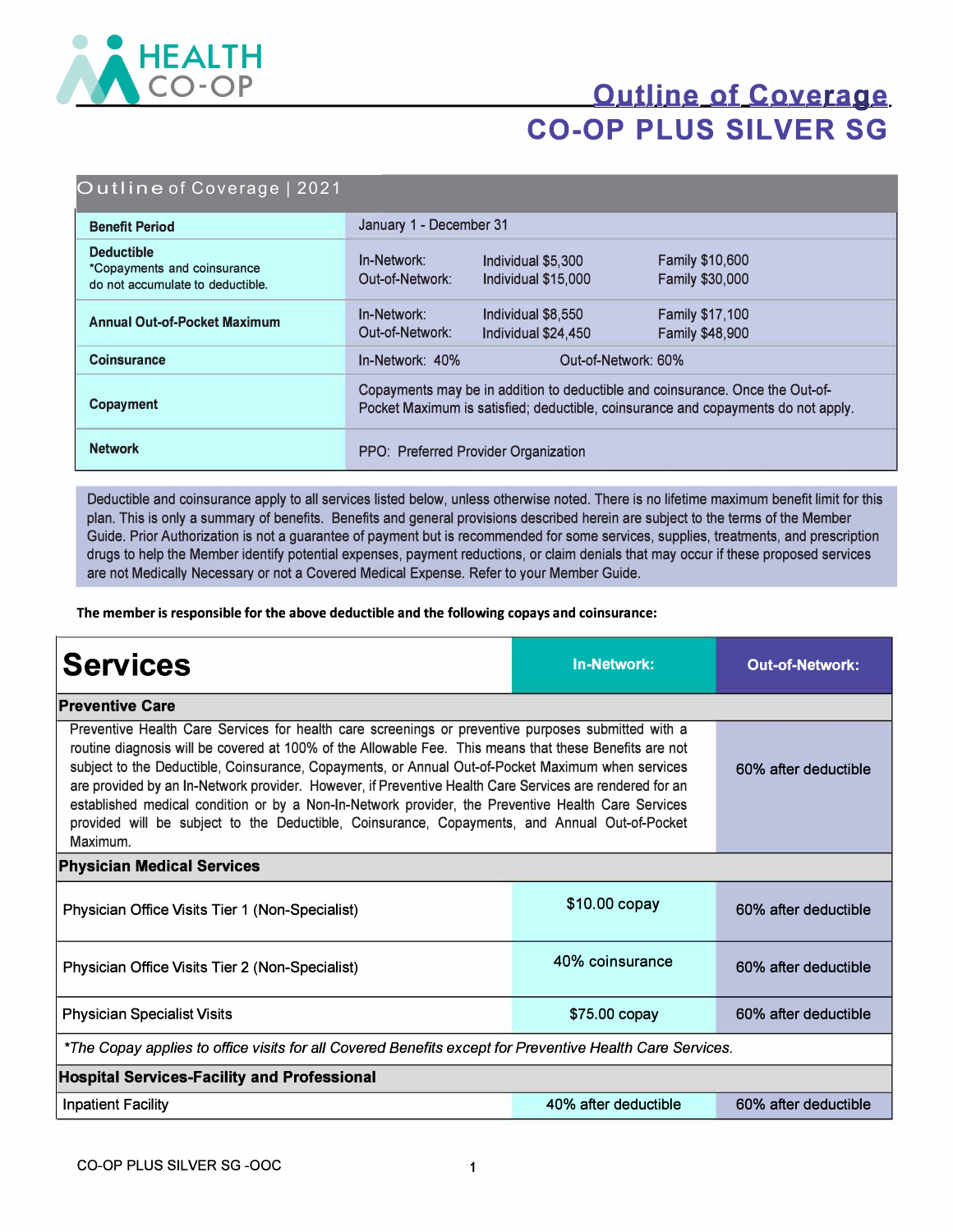# HEALTH CO-OP

## Outline of Coverage
## CO-OP PLUS SILVER SG

| Outline of Coverage \| 2021 | | | |
|---|---|---|---|
| **Benefit Period** | January 1 - December 31 | | |
| **Deductible** *Copayments and coinsurance do not accumulate to deductible. | In-Network:<br>Out-of-Network: | Individual $5,300<br>Individual $15,000 | Family $10,600<br>Family $30,000 |
| **Annual Out-of-Pocket Maximum** | In-Network:<br>Out-of-Network: | Individual $8,550<br>Individual $24,450 | Family $17,100<br>Family $48,900 |
| **Coinsurance** | In-Network: 40% | Out-of-Network: 60% | |
| **Copayment** | Copayments may be in addition to deductible and coinsurance. Once the Out-of-Pocket Maximum is satisfied; deductible, coinsurance and copayments do not apply. | | |
| **Network** | PPO: Preferred Provider Organization | | |

Deductible and coinsurance apply to all services listed below, unless otherwise noted. There is no lifetime maximum benefit limit for this plan. This is only a summary of benefits. Benefits and general provisions described herein are subject to the terms of the Member Guide. Prior Authorization is not a guarantee of payment but is recommended for some services, supplies, treatments, and prescription drugs to help the Member identify potential expenses, payment reductions, or claim denials that may occur if these proposed services are not Medically Necessary or not a Covered Medical Expense. Refer to your Member Guide.

**The member is responsible for the above deductible and the following copays and coinsurance:**

| Services | In-Network: | Out-of-Network: |
|---|---|---|
| **Preventive Care** | | |
| Preventive Health Care Services for health care screenings or preventive purposes submitted with a routine diagnosis will be covered at 100% of the Allowable Fee. This means that these Benefits are not subject to the Deductible, Coinsurance, Copayments, or Annual Out-of-Pocket Maximum when services are provided by an In-Network provider. However, if Preventive Health Care Services are rendered for an established medical condition or by a Non-In-Network provider, the Preventive Health Care Services provided will be subject to the Deductible, Coinsurance, Copayments, and Annual Out-of-Pocket Maximum. | | 60% after deductible |
| **Physician Medical Services** | | |
| Physician Office Visits Tier 1 (Non-Specialist) | $10.00 copay | 60% after deductible |
| Physician Office Visits Tier 2 (Non-Specialist) | 40% coinsurance | 60% after deductible |
| Physician Specialist Visits | $75.00 copay | 60% after deductible |
| *\*The Copay applies to office visits for all Covered Benefits except for Preventive Health Care Services.* | | |
| **Hospital Services-Facility and Professional** | | |
| Inpatient Facility | 40% after deductible | 60% after deductible |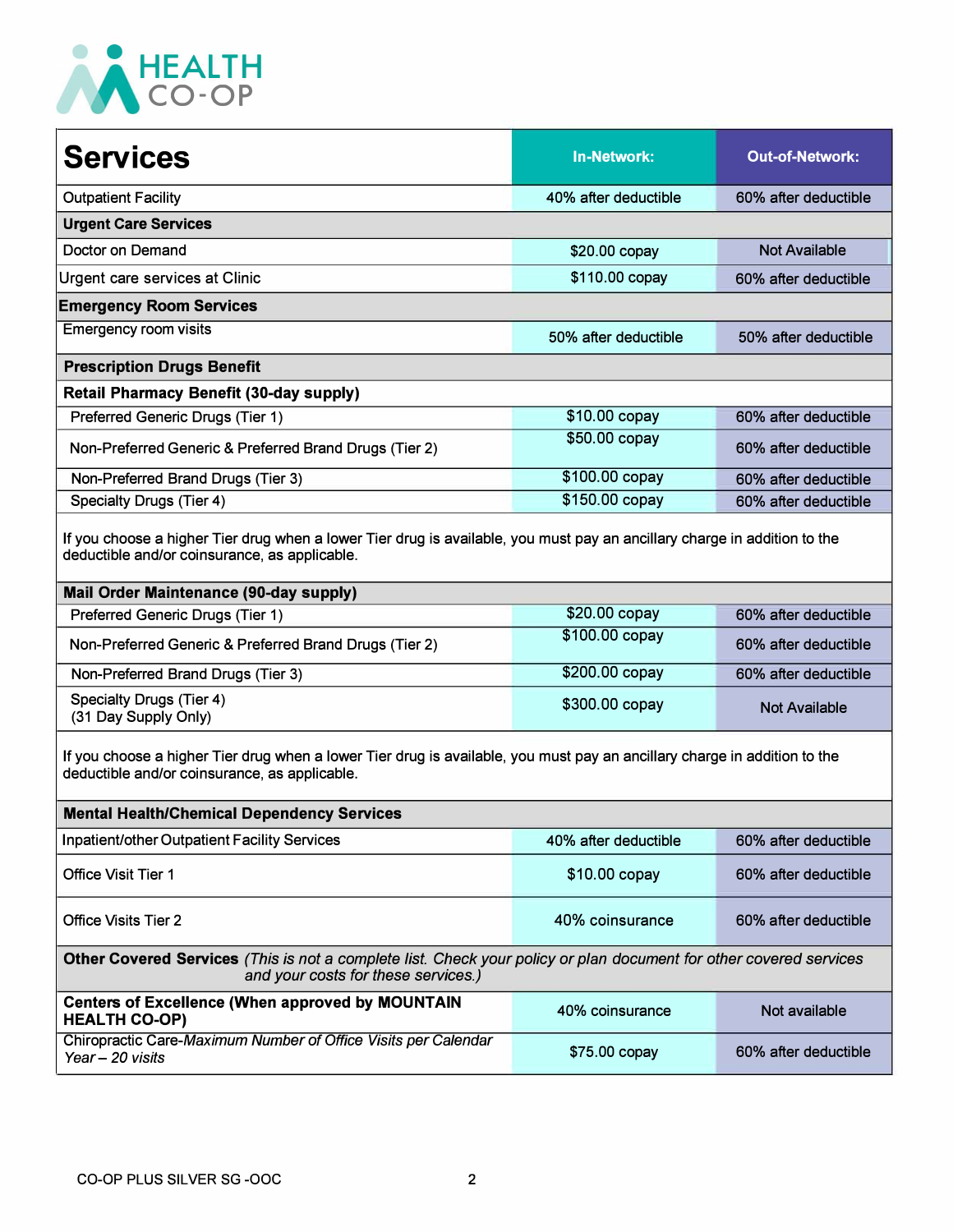# HEALTH CO-OP

| Services | In-Network: | Out-of-Network: |
|---|---|---|
| Outpatient Facility | 40% after deductible | 60% after deductible |
| **Urgent Care Services** | | |
| Doctor on Demand | $20.00 copay | Not Available |
| Urgent care services at Clinic | $110.00 copay | 60% after deductible |
| **Emergency Room Services** | | |
| Emergency room visits | 50% after deductible | 50% after deductible |
| **Prescription Drugs Benefit** | | |
| **Retail Pharmacy Benefit (30-day supply)** | | |
| Preferred Generic Drugs (Tier 1) | $10.00 copay | 60% after deductible |
| Non-Preferred Generic & Preferred Brand Drugs (Tier 2) | $50.00 copay | 60% after deductible |
| Non-Preferred Brand Drugs (Tier 3) | $100.00 copay | 60% after deductible |
| Specialty Drugs (Tier 4) | $150.00 copay | 60% after deductible |
| If you choose a higher Tier drug when a lower Tier drug is available, you must pay an ancillary charge in addition to the deductible and/or coinsurance, as applicable. | | |
| **Mail Order Maintenance (90-day supply)** | | |
| Preferred Generic Drugs (Tier 1) | $20.00 copay | 60% after deductible |
| Non-Preferred Generic & Preferred Brand Drugs (Tier 2) | $100.00 copay | 60% after deductible |
| Non-Preferred Brand Drugs (Tier 3) | $200.00 copay | 60% after deductible |
| Specialty Drugs (Tier 4) (31 Day Supply Only) | $300.00 copay | Not Available |
| If you choose a higher Tier drug when a lower Tier drug is available, you must pay an ancillary charge in addition to the deductible and/or coinsurance, as applicable. | | |
| **Mental Health/Chemical Dependency Services** | | |
| Inpatient/other Outpatient Facility Services | 40% after deductible | 60% after deductible |
| Office Visit Tier 1 | $10.00 copay | 60% after deductible |
| Office Visits Tier 2 | 40% coinsurance | 60% after deductible |
| **Other Covered Services** *(This is not a complete list. Check your policy or plan document for other covered services and your costs for these services.)* | | |
| **Centers of Excellence (When approved by MOUNTAIN HEALTH CO-OP)** | 40% coinsurance | Not available |
| Chiropractic Care-*Maximum Number of Office Visits per Calendar Year – 20 visits* | $75.00 copay | 60% after deductible |

CO-OP PLUS SILVER SG -OOC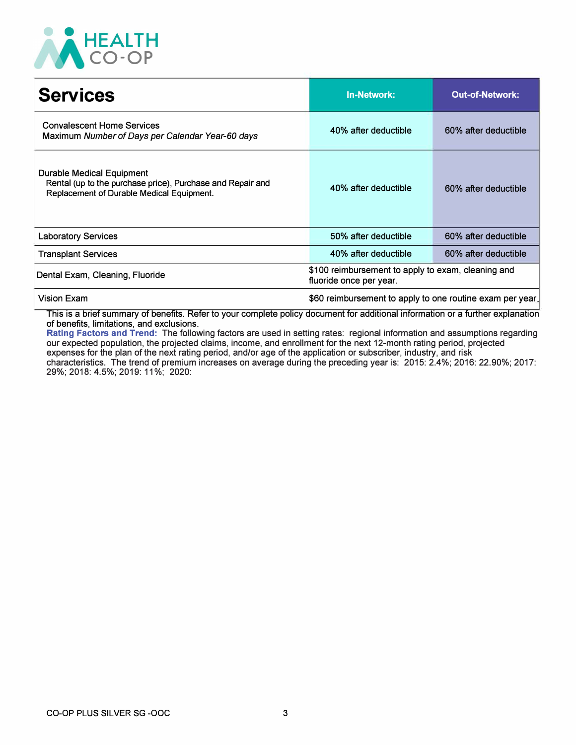| Services | In-Network: | Out-of-Network: |
|---|---|---|
| Convalescent Home Services<br>Maximum *Number of Days per Calendar Year-60 days* | 40% after deductible | 60% after deductible |
| Durable Medical Equipment<br>Rental (up to the purchase price), Purchase and Repair and Replacement of Durable Medical Equipment. | 40% after deductible | 60% after deductible |
| Laboratory Services | 50% after deductible | 60% after deductible |
| Transplant Services | 40% after deductible | 60% after deductible |
| Dental Exam, Cleaning, Fluoride | $100 reimbursement to apply to exam, cleaning and fluoride once per year. | |
| Vision Exam | $60 reimbursement to apply to one routine exam per year. | |

This is a brief summary of benefits. Refer to your complete policy document for additional information or a further explanation of benefits, limitations, and exclusions.

**Rating Factors and Trend:** The following factors are used in setting rates: regional information and assumptions regarding our expected population, the projected claims, income, and enrollment for the next 12-month rating period, projected expenses for the plan of the next rating period, and/or age of the application or subscriber, industry, and risk characteristics. The trend of premium increases on average during the preceding year is: 2015: 2.4%; 2016: 22.90%; 2017: 29%; 2018: 4.5%; 2019: 11%; 2020:

CO-OP PLUS SILVER SG -OOC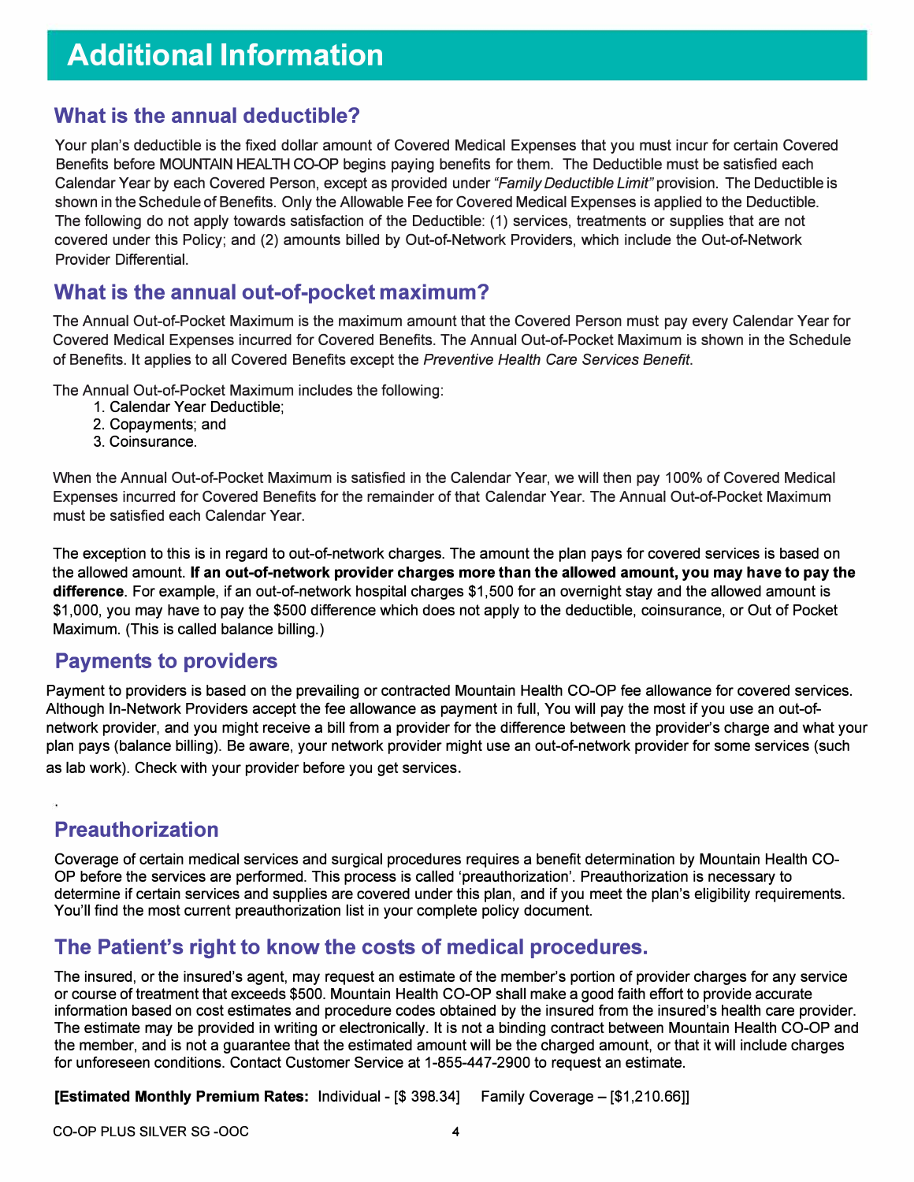# Additional Information

## What is the annual deductible?

Your plan's deductible is the fixed dollar amount of Covered Medical Expenses that you must incur for certain Covered Benefits before MOUNTAIN HEALTH CO-OP begins paying benefits for them. The Deductible must be satisfied each Calendar Year by each Covered Person, except as provided under *"Family Deductible Limit"* provision. The Deductible is shown in the Schedule of Benefits. Only the Allowable Fee for Covered Medical Expenses is applied to the Deductible. The following do not apply towards satisfaction of the Deductible: (1) services, treatments or supplies that are not covered under this Policy; and (2) amounts billed by Out-of-Network Providers, which include the Out-of-Network Provider Differential.

## What is the annual out-of-pocket maximum?

The Annual Out-of-Pocket Maximum is the maximum amount that the Covered Person must pay every Calendar Year for Covered Medical Expenses incurred for Covered Benefits. The Annual Out-of-Pocket Maximum is shown in the Schedule of Benefits. It applies to all Covered Benefits except the *Preventive Health Care Services Benefit*.

The Annual Out-of-Pocket Maximum includes the following:

1. Calendar Year Deductible;
2. Copayments; and
3. Coinsurance.

When the Annual Out-of-Pocket Maximum is satisfied in the Calendar Year, we will then pay 100% of Covered Medical Expenses incurred for Covered Benefits for the remainder of that Calendar Year. The Annual Out-of-Pocket Maximum must be satisfied each Calendar Year.

The exception to this is in regard to out-of-network charges. The amount the plan pays for covered services is based on the allowed amount. **If an out-of-network provider charges more than the allowed amount, you may have to pay the difference**. For example, if an out-of-network hospital charges $1,500 for an overnight stay and the allowed amount is $1,000, you may have to pay the $500 difference which does not apply to the deductible, coinsurance, or Out of Pocket Maximum. (This is called balance billing.)

## Payments to providers

Payment to providers is based on the prevailing or contracted Mountain Health CO-OP fee allowance for covered services. Although In-Network Providers accept the fee allowance as payment in full, You will pay the most if you use an out-of-network provider, and you might receive a bill from a provider for the difference between the provider's charge and what your plan pays (balance billing). Be aware, your network provider might use an out-of-network provider for some services (such as lab work). Check with your provider before you get services.

## Preauthorization

Coverage of certain medical services and surgical procedures requires a benefit determination by Mountain Health CO-OP before the services are performed. This process is called 'preauthorization'. Preauthorization is necessary to determine if certain services and supplies are covered under this plan, and if you meet the plan's eligibility requirements. You'll find the most current preauthorization list in your complete policy document.

## The Patient's right to know the costs of medical procedures.

The insured, or the insured's agent, may request an estimate of the member's portion of provider charges for any service or course of treatment that exceeds $500. Mountain Health CO-OP shall make a good faith effort to provide accurate information based on cost estimates and procedure codes obtained by the insured from the insured's health care provider. The estimate may be provided in writing or electronically. It is not a binding contract between Mountain Health CO-OP and the member, and is not a guarantee that the estimated amount will be the charged amount, or that it will include charges for unforeseen conditions. Contact Customer Service at 1-855-447-2900 to request an estimate.

**[Estimated Monthly Premium Rates:** Individual - [$ 398.34] Family Coverage – [$1,210.66]]

CO-OP PLUS SILVER SG -OOC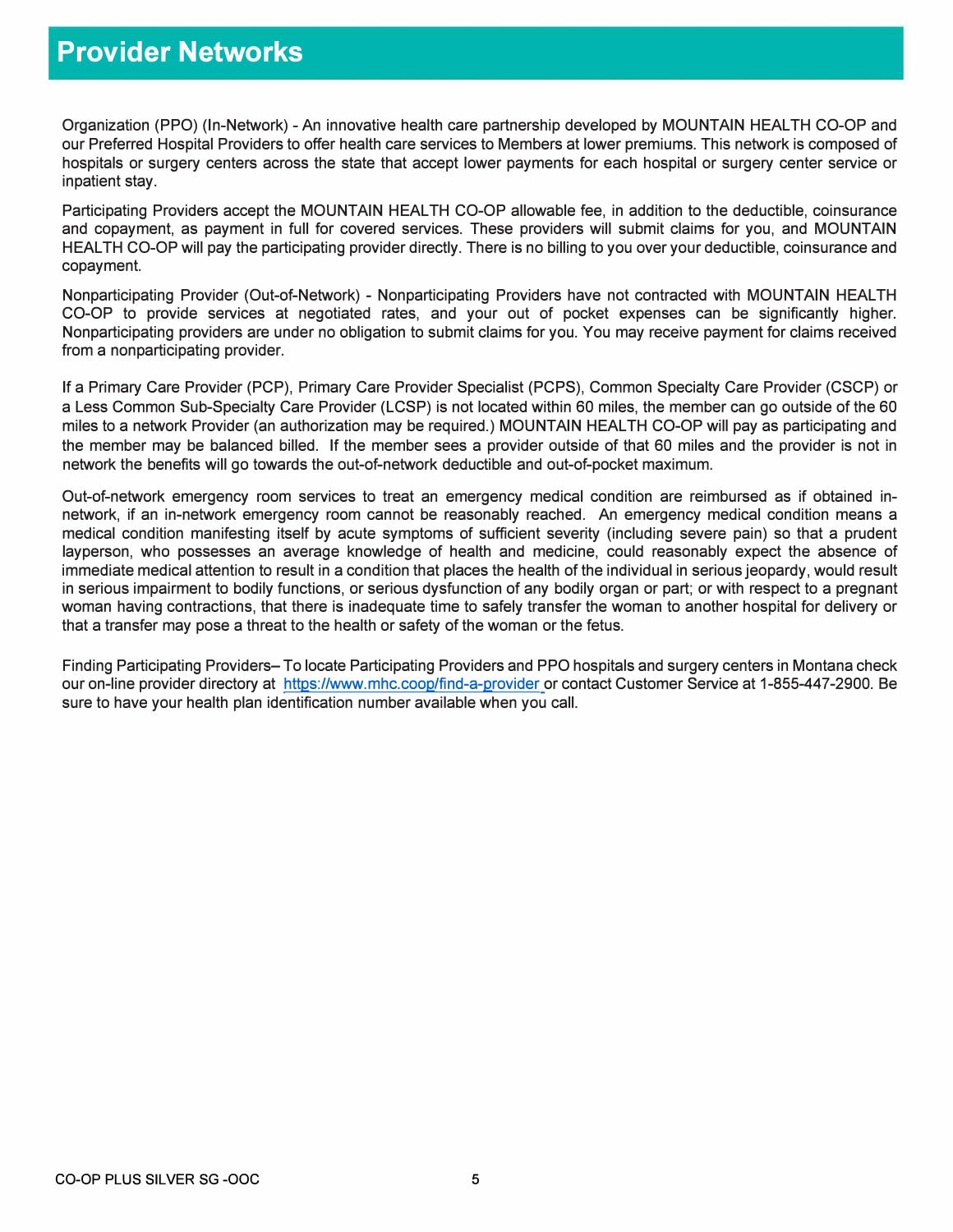# Provider Networks

Organization (PPO) (In-Network) - An innovative health care partnership developed by MOUNTAIN HEALTH CO-OP and our Preferred Hospital Providers to offer health care services to Members at lower premiums. This network is composed of hospitals or surgery centers across the state that accept lower payments for each hospital or surgery center service or inpatient stay.

Participating Providers accept the MOUNTAIN HEALTH CO-OP allowable fee, in addition to the deductible, coinsurance and copayment, as payment in full for covered services. These providers will submit claims for you, and MOUNTAIN HEALTH CO-OP will pay the participating provider directly. There is no billing to you over your deductible, coinsurance and copayment.

Nonparticipating Provider (Out-of-Network) - Nonparticipating Providers have not contracted with MOUNTAIN HEALTH CO-OP to provide services at negotiated rates, and your out of pocket expenses can be significantly higher. Nonparticipating providers are under no obligation to submit claims for you. You may receive payment for claims received from a nonparticipating provider.

If a Primary Care Provider (PCP), Primary Care Provider Specialist (PCPS), Common Specialty Care Provider (CSCP) or a Less Common Sub-Specialty Care Provider (LCSP) is not located within 60 miles, the member can go outside of the 60 miles to a network Provider (an authorization may be required.) MOUNTAIN HEALTH CO-OP will pay as participating and the member may be balanced billed. If the member sees a provider outside of that 60 miles and the provider is not in network the benefits will go towards the out-of-network deductible and out-of-pocket maximum.

Out-of-network emergency room services to treat an emergency medical condition are reimbursed as if obtained in-network, if an in-network emergency room cannot be reasonably reached. An emergency medical condition means a medical condition manifesting itself by acute symptoms of sufficient severity (including severe pain) so that a prudent layperson, who possesses an average knowledge of health and medicine, could reasonably expect the absence of immediate medical attention to result in a condition that places the health of the individual in serious jeopardy, would result in serious impairment to bodily functions, or serious dysfunction of any bodily organ or part; or with respect to a pregnant woman having contractions, that there is inadequate time to safely transfer the woman to another hospital for delivery or that a transfer may pose a threat to the health or safety of the woman or the fetus.

Finding Participating Providers– To locate Participating Providers and PPO hospitals and surgery centers in Montana check our on-line provider directory at https://www.mhc.coop/find-a-provider or contact Customer Service at 1-855-447-2900. Be sure to have your health plan identification number available when you call.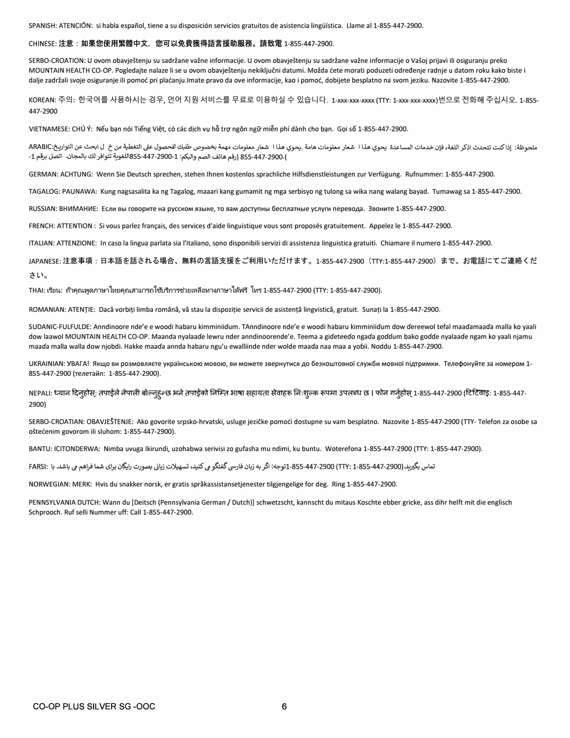SPANISH: ATENCIÓN: si habla español, tiene a su disposición servicios gratuitos de asistencia lingüística. Llame al 1-855-447-2900.

CHINESE: 注意：如果您使用繁體中文，您可以免費獲得語言援助服務。請致電 1-855-447-2900.

SERBO-CROATION: U ovom obavještenju su sadržane važne informacije. U ovom obavještenju su sadržane važne informacije o Vašoj prijavi ili osiguranju preko MOUNTAIN HEALTH CO-OP. Pogledajte nalaze li se u ovom obavještenju nekiključni datumi. Možda ćete morati poduzeti određenje radnje u datom roku kako biste i dalje zadržali svoje osiguranje ili pomoć pri plaćanju.Imate pravo da ove informacije, kao i pomoć, dobijete besplatno na svom jeziku. Nazovite 1-855-447-2900.

KOREAN: 주의: 한국어를 사용하시는 경우, 언어 지원 서비스를 무료로 이용하실 수 있습니다. 1-xxx-xxx-xxxx (TTY: 1-xxx-xxx-xxxx)번으로 전화해 주십시오. 1-855-447-2900

VIETNAMESE: CHÚ Ý: Nếu bạn nói Tiếng Việt, có các dịch vụ hỗ trợ ngôn ngữ miễn phí dành cho bạn. Gọi số 1-855-447-2900.

ARABIC: ملحوظة: إذا كنت تتحدث اذكر اللغة، فإن خدمات المساعدة يحوي هذا ا شعار معلومات هامة .يحوي هذا ا شعار معلومات مهمة بخصوص طلبك للحصول على التغطية من خ ل ابحث عن التواريخ 855-447-2900 (رقم هاتف الصم والبكم: 1-855-447-2900)اللغوية تتوافر لك بالمجان. اتصل برقم 1-

GERMAN: ACHTUNG: Wenn Sie Deutsch sprechen, stehen Ihnen kostenlos sprachliche Hilfsdienstleistungen zur Verfügung. Rufnummer: 1-855-447-2900.

TAGALOG: PAUNAWA: Kung nagsasalita ka ng Tagalog, maaari kang gumamit ng mga serbisyo ng tulong sa wika nang walang bayad. Tumawag sa 1-855-447-2900.

RUSSIAN: ВНИМАНИЕ: Если вы говорите на русском языке, то вам доступны бесплатные услуги перевода. Звоните 1-855-447-2900.

FRENCH: ATTENTION : Si vous parlez français, des services d'aide linguistique vous sont proposés gratuitement. Appelez le 1-855-447-2900.

ITALIAN: ATTENZIONE: In caso la lingua parlata sia l'italiano, sono disponibili servizi di assistenza linguistica gratuiti. Chiamare il numero 1-855-447-2900.

JAPANESE: 注意事項：日本語を話される場合、無料の言語支援をご利用いただけます。1-855-447-2900（TTY:1-855-447-2900）まで、お電話にてご連絡ください。

THAI: เรียน: ถ้าคุณพูดภาษาไทยคุณสามารถใช้บริการช่วยเหลือทางภาษาได้ฟรี โทร 1-855-447-2900 (TTY: 1-855-447-2900).

ROMANIAN: ATENȚIE: Dacă vorbiți limba română, vă stau la dispoziție servicii de asistență lingvistică, gratuit. Sunați la 1-855-447-2900.

SUDANIC-FULFULDE: Anndinoore nde'e e woodi habaru kimminiiɗum. TAnndinoore nde'e e woodi habaru kimminiiɗum dow ɗereewol tefal maaɗamaaɗa malla ko yaali dow laawol MOUNTAIN HEALTH CO-OP. Maanda nyalaaɗe lewru nder anndinoorende'e. Teema a giɗeteeɗo ngaɗa goɗɗum bako goɗɗe nyalaaɗe ngam ko yaali njamu maaɗa malla walla dow njobdi. Hakke maaɗa annda habaru ngu'u ewalliinde nder wolde maaɗa naa maa a yobii. Noddu 1-855-447-2900.

UKRAINIAN: УВАГА! Якщо ви розмовляєте українською мовою, ви можете звернутися до безкоштовної служби мовної підтримки. Телефонуйте за номером 1-855-447-2900 (телетайп: 1-855-447-2900).

NEPALI: ध्यान दिनुहोस्: तपाईंले नेपाली बोल्नुहुन्छ भने तपाईंको निम्ति भाषा सहायता सेवाहरू निःशुल्क रूपमा उपलब्ध छ । फोन गर्नुहोस् 1-855-447-2900 (टिटिवाइ: 1-855-447-2900)

SERBO-CROATIAN: OBAVJEŠTENJE: Ako govorite srpsko-hrvatski, usluge jezičke pomoći dostupne su vam besplatno. Nazovite 1-855-447-2900 (TTY- Telefon za osobe sa oštećenim govorom ili sluhom: 1-855-447-2900).

BANTU: ICITONDERWA: Nimba uvuga Ikirundi, uzohabwa serivisi zo gufasha mu ndimi, ku buntu. Woterefona 1-855-447-2900 (TTY: 1-855-447-2900).

FARSI: توجه: اگر به زبان فارسی گفتگو می کنید، تسهیلات زبانی بصورت رایگان برای شما فراهم می باشد. با 1-855-447-2900 (TTY: 1-855-447-2900) تماس بگیرید.

NORWEGIAN: MERK: Hvis du snakker norsk, er gratis språkassistansetjenester tilgjengelige for deg. Ring 1-855-447-2900.

PENNSYLVANIA DUTCH: Wann du [Deitsch (Pennsylvania German / Dutch)] schwetzscht, kannscht du mitaus Koschte ebber gricke, ass dihr helft mit die englisch Schprooch. Ruf selli Nummer uff: Call 1-855-447-2900.

CO-OP PLUS SILVER SG -OOC